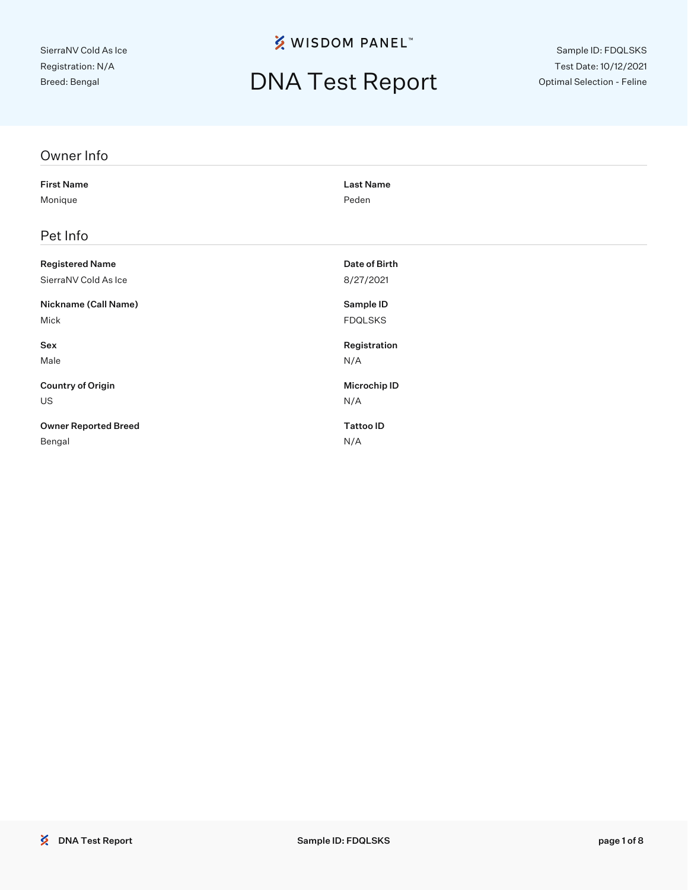SierraNV Cold As Ice
Registration: N/A
Breed: Bengal

WISDOM PANEL™

# DNA Test Report

Sample ID: FDQLSKS
Test Date: 10/12/2021
Optimal Selection - Feline

## Owner Info

**First Name**
Monique

**Last Name**
Peden

## Pet Info

**Registered Name**
SierraNV Cold As Ice

**Date of Birth**
8/27/2021

**Nickname (Call Name)**
Mick

**Sample ID**
FDQLSKS

**Sex**
Male

**Registration**
N/A

**Country of Origin**
US

**Microchip ID**
N/A

**Owner Reported Breed**
Bengal

**Tattoo ID**
N/A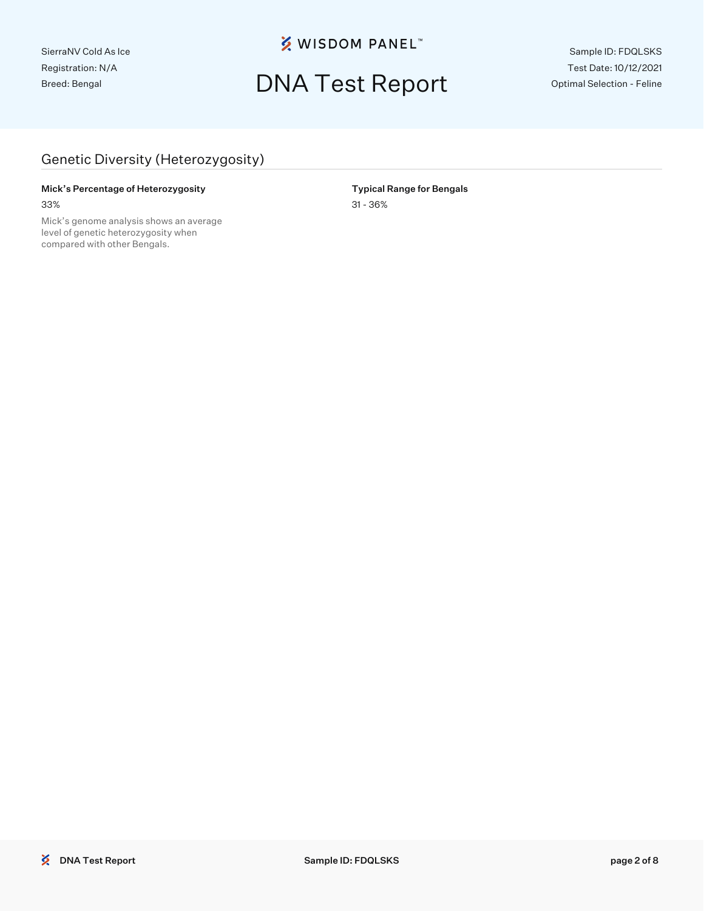## Genetic Diversity (Heterozygosity)

**Mick's Percentage of Heterozygosity**

33%

Mick's genome analysis shows an average level of genetic heterozygosity when compared with other Bengals.

**Typical Range for Bengals**

31 - 36%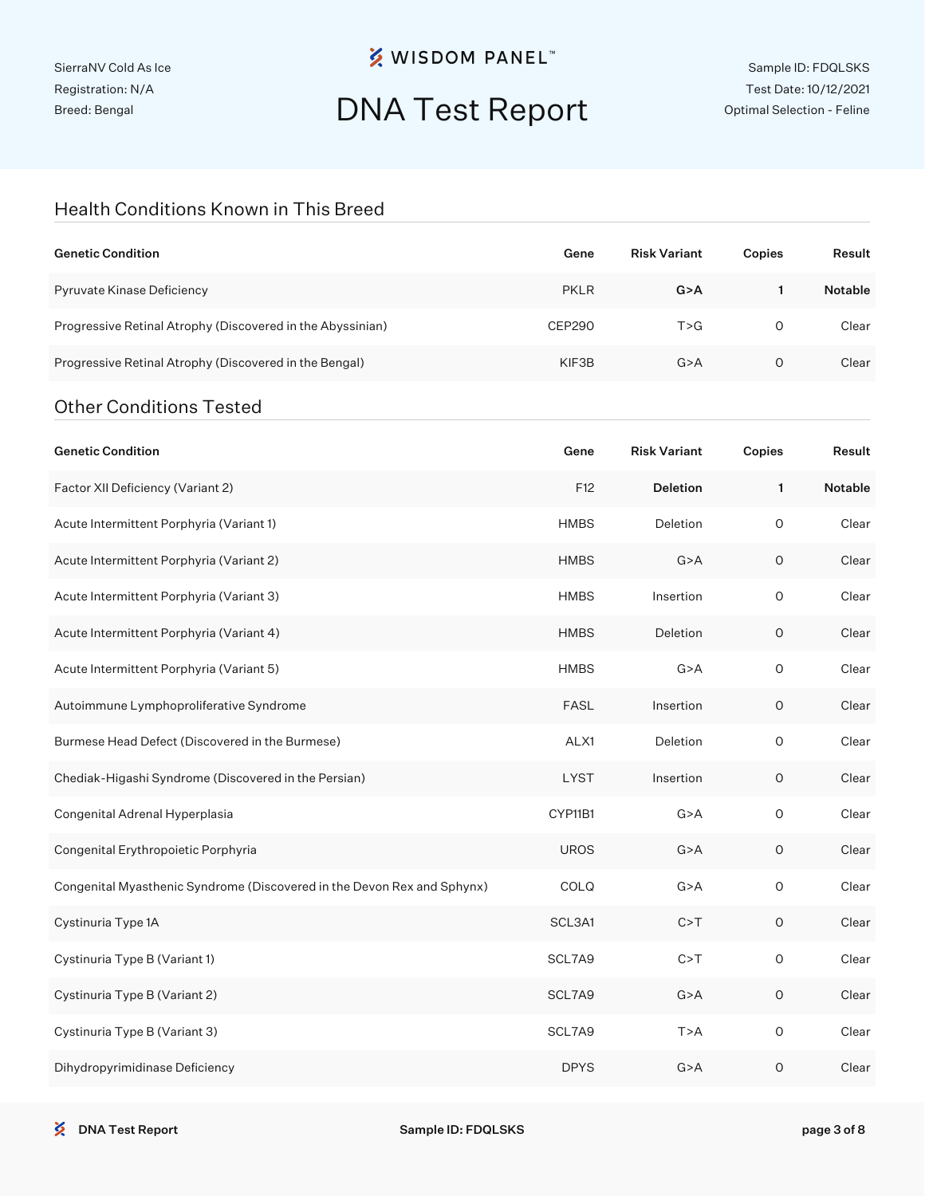SierraNV Cold As Ice
Registration: N/A
Breed: Bengal

WISDOM PANEL™

# DNA Test Report

Sample ID: FDQLSKS
Test Date: 10/12/2021
Optimal Selection - Feline

## Health Conditions Known in This Breed

| Genetic Condition | Gene | Risk Variant | Copies | Result |
|---|---|---|---|---|
| Pyruvate Kinase Deficiency | PKLR | **G>A** | **1** | **Notable** |
| Progressive Retinal Atrophy (Discovered in the Abyssinian) | CEP290 | T>G | 0 | Clear |
| Progressive Retinal Atrophy (Discovered in the Bengal) | KIF3B | G>A | 0 | Clear |

## Other Conditions Tested

| Genetic Condition | Gene | Risk Variant | Copies | Result |
|---|---|---|---|---|
| Factor XII Deficiency (Variant 2) | F12 | **Deletion** | **1** | **Notable** |
| Acute Intermittent Porphyria (Variant 1) | HMBS | Deletion | 0 | Clear |
| Acute Intermittent Porphyria (Variant 2) | HMBS | G>A | 0 | Clear |
| Acute Intermittent Porphyria (Variant 3) | HMBS | Insertion | 0 | Clear |
| Acute Intermittent Porphyria (Variant 4) | HMBS | Deletion | 0 | Clear |
| Acute Intermittent Porphyria (Variant 5) | HMBS | G>A | 0 | Clear |
| Autoimmune Lymphoproliferative Syndrome | FASL | Insertion | 0 | Clear |
| Burmese Head Defect (Discovered in the Burmese) | ALX1 | Deletion | 0 | Clear |
| Chediak-Higashi Syndrome (Discovered in the Persian) | LYST | Insertion | 0 | Clear |
| Congenital Adrenal Hyperplasia | CYP11B1 | G>A | 0 | Clear |
| Congenital Erythropoietic Porphyria | UROS | G>A | 0 | Clear |
| Congenital Myasthenic Syndrome (Discovered in the Devon Rex and Sphynx) | COLQ | G>A | 0 | Clear |
| Cystinuria Type 1A | SCL3A1 | C>T | 0 | Clear |
| Cystinuria Type B (Variant 1) | SCL7A9 | C>T | 0 | Clear |
| Cystinuria Type B (Variant 2) | SCL7A9 | G>A | 0 | Clear |
| Cystinuria Type B (Variant 3) | SCL7A9 | T>A | 0 | Clear |
| Dihydropyrimidinase Deficiency | DPYS | G>A | 0 | Clear |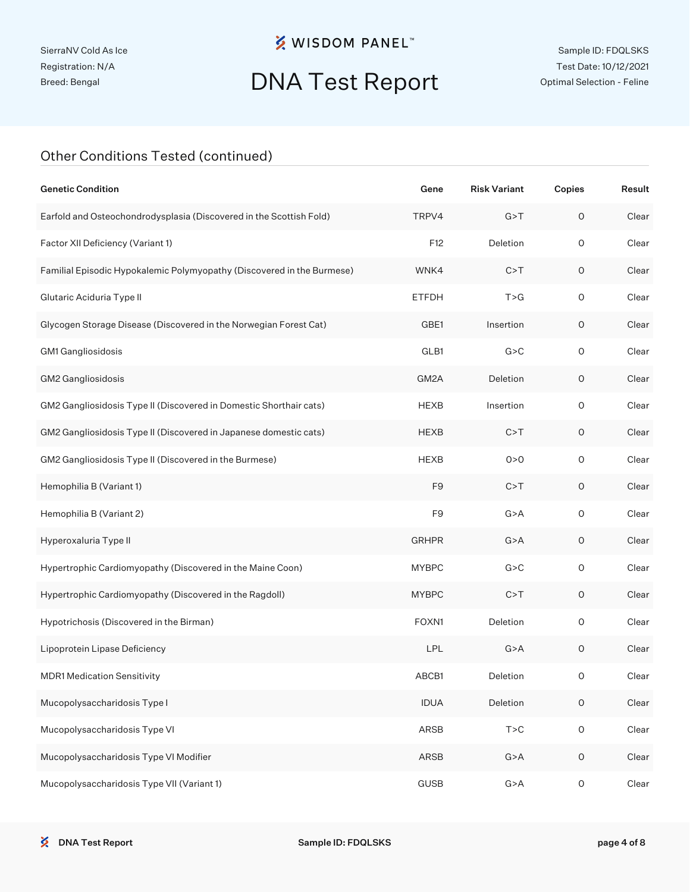SierraNV Cold As Ice
Registration: N/A
Breed: Bengal

# DNA Test Report

Sample ID: FDQLSKS
Test Date: 10/12/2021
Optimal Selection - Feline

## Other Conditions Tested (continued)

| Genetic Condition | Gene | Risk Variant | Copies | Result |
|---|---|---|---|---|
| Earfold and Osteochondrodysplasia (Discovered in the Scottish Fold) | TRPV4 | G>T | 0 | Clear |
| Factor XII Deficiency (Variant 1) | F12 | Deletion | 0 | Clear |
| Familial Episodic Hypokalemic Polymyopathy (Discovered in the Burmese) | WNK4 | C>T | 0 | Clear |
| Glutaric Aciduria Type II | ETFDH | T>G | 0 | Clear |
| Glycogen Storage Disease (Discovered in the Norwegian Forest Cat) | GBE1 | Insertion | 0 | Clear |
| GM1 Gangliosidosis | GLB1 | G>C | 0 | Clear |
| GM2 Gangliosidosis | GM2A | Deletion | 0 | Clear |
| GM2 Gangliosidosis Type II (Discovered in Domestic Shorthair cats) | HEXB | Insertion | 0 | Clear |
| GM2 Gangliosidosis Type II (Discovered in Japanese domestic cats) | HEXB | C>T | 0 | Clear |
| GM2 Gangliosidosis Type II (Discovered in the Burmese) | HEXB | 0>0 | 0 | Clear |
| Hemophilia B (Variant 1) | F9 | C>T | 0 | Clear |
| Hemophilia B (Variant 2) | F9 | G>A | 0 | Clear |
| Hyperoxaluria Type II | GRHPR | G>A | 0 | Clear |
| Hypertrophic Cardiomyopathy (Discovered in the Maine Coon) | MYBPC | G>C | 0 | Clear |
| Hypertrophic Cardiomyopathy (Discovered in the Ragdoll) | MYBPC | C>T | 0 | Clear |
| Hypotrichosis (Discovered in the Birman) | FOXN1 | Deletion | 0 | Clear |
| Lipoprotein Lipase Deficiency | LPL | G>A | 0 | Clear |
| MDR1 Medication Sensitivity | ABCB1 | Deletion | 0 | Clear |
| Mucopolysaccharidosis Type I | IDUA | Deletion | 0 | Clear |
| Mucopolysaccharidosis Type VI | ARSB | T>C | 0 | Clear |
| Mucopolysaccharidosis Type VI Modifier | ARSB | G>A | 0 | Clear |
| Mucopolysaccharidosis Type VII (Variant 1) | GUSB | G>A | 0 | Clear |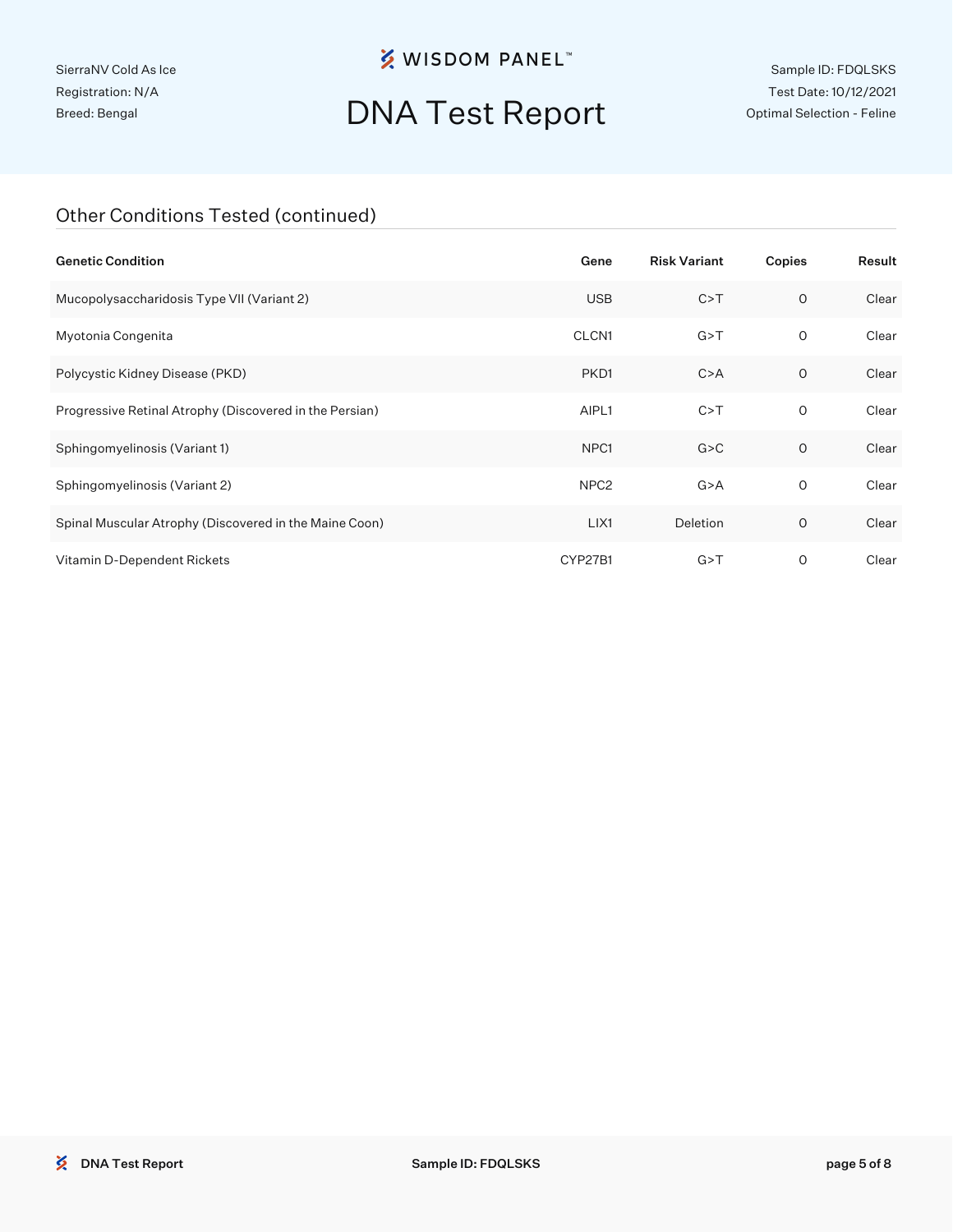## Other Conditions Tested (continued)

| Genetic Condition | Gene | Risk Variant | Copies | Result |
|---|---|---|---|---|
| Mucopolysaccharidosis Type VII (Variant 2) | USB | C>T | 0 | Clear |
| Myotonia Congenita | CLCN1 | G>T | 0 | Clear |
| Polycystic Kidney Disease (PKD) | PKD1 | C>A | 0 | Clear |
| Progressive Retinal Atrophy (Discovered in the Persian) | AIPL1 | C>T | 0 | Clear |
| Sphingomyelinosis (Variant 1) | NPC1 | G>C | 0 | Clear |
| Sphingomyelinosis (Variant 2) | NPC2 | G>A | 0 | Clear |
| Spinal Muscular Atrophy (Discovered in the Maine Coon) | LIX1 | Deletion | 0 | Clear |
| Vitamin D-Dependent Rickets | CYP27B1 | G>T | 0 | Clear |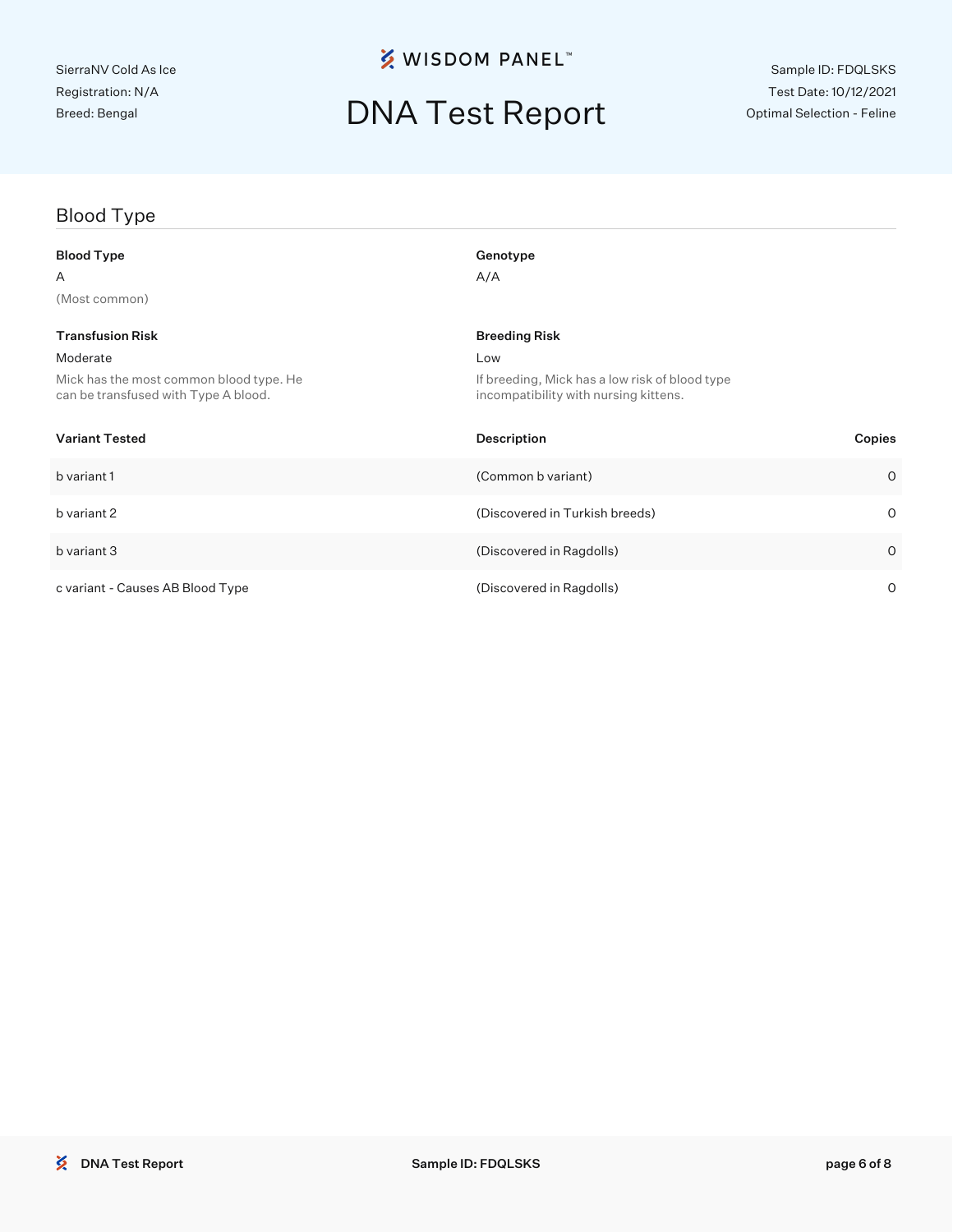## Blood Type

**Blood Type**

A

(Most common)

**Genotype**

A/A

**Transfusion Risk**

Moderate

Mick has the most common blood type. He can be transfused with Type A blood.

**Breeding Risk**

Low

If breeding, Mick has a low risk of blood type incompatibility with nursing kittens.

| Variant Tested | Description | Copies |
| --- | --- | --- |
| b variant 1 | (Common b variant) | 0 |
| b variant 2 | (Discovered in Turkish breeds) | 0 |
| b variant 3 | (Discovered in Ragdolls) | 0 |
| c variant - Causes AB Blood Type | (Discovered in Ragdolls) | 0 |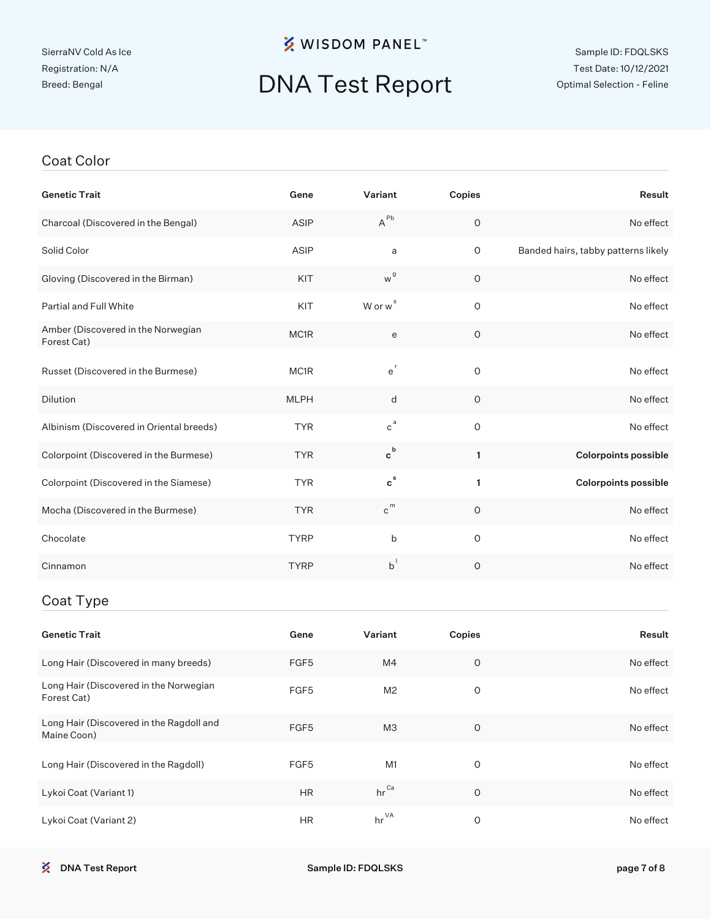SierraNV Cold As Ice
Registration: N/A
Breed: Bengal

# DNA Test Report

Sample ID: FDQLSKS
Test Date: 10/12/2021
Optimal Selection - Feline

## Coat Color

| Genetic Trait | Gene | Variant | Copies | Result |
|---|---|---|---|---|
| Charcoal (Discovered in the Bengal) | ASIP | $A^{Pb}$ | 0 | No effect |
| Solid Color | ASIP | a | 0 | Banded hairs, tabby patterns likely |
| Gloving (Discovered in the Birman) | KIT | $w^{g}$ | 0 | No effect |
| Partial and Full White | KIT | W or $w^{s}$ | 0 | No effect |
| Amber (Discovered in the Norwegian Forest Cat) | MC1R | e | 0 | No effect |
| Russet (Discovered in the Burmese) | MC1R | $e^{r}$ | 0 | No effect |
| Dilution | MLPH | d | 0 | No effect |
| Albinism (Discovered in Oriental breeds) | TYR | $c^{a}$ | 0 | No effect |
| Colorpoint (Discovered in the Burmese) | TYR | **$c^{b}$** | **1** | **Colorpoints possible** |
| Colorpoint (Discovered in the Siamese) | TYR | **$c^{s}$** | **1** | **Colorpoints possible** |
| Mocha (Discovered in the Burmese) | TYR | $c^{m}$ | 0 | No effect |
| Chocolate | TYRP | b | 0 | No effect |
| Cinnamon | TYRP | $b^{l}$ | 0 | No effect |

## Coat Type

| Genetic Trait | Gene | Variant | Copies | Result |
|---|---|---|---|---|
| Long Hair (Discovered in many breeds) | FGF5 | M4 | 0 | No effect |
| Long Hair (Discovered in the Norwegian Forest Cat) | FGF5 | M2 | 0 | No effect |
| Long Hair (Discovered in the Ragdoll and Maine Coon) | FGF5 | M3 | 0 | No effect |
| Long Hair (Discovered in the Ragdoll) | FGF5 | M1 | 0 | No effect |
| Lykoi Coat (Variant 1) | HR | $hr^{Ca}$ | 0 | No effect |
| Lykoi Coat (Variant 2) | HR | $hr^{VA}$ | 0 | No effect |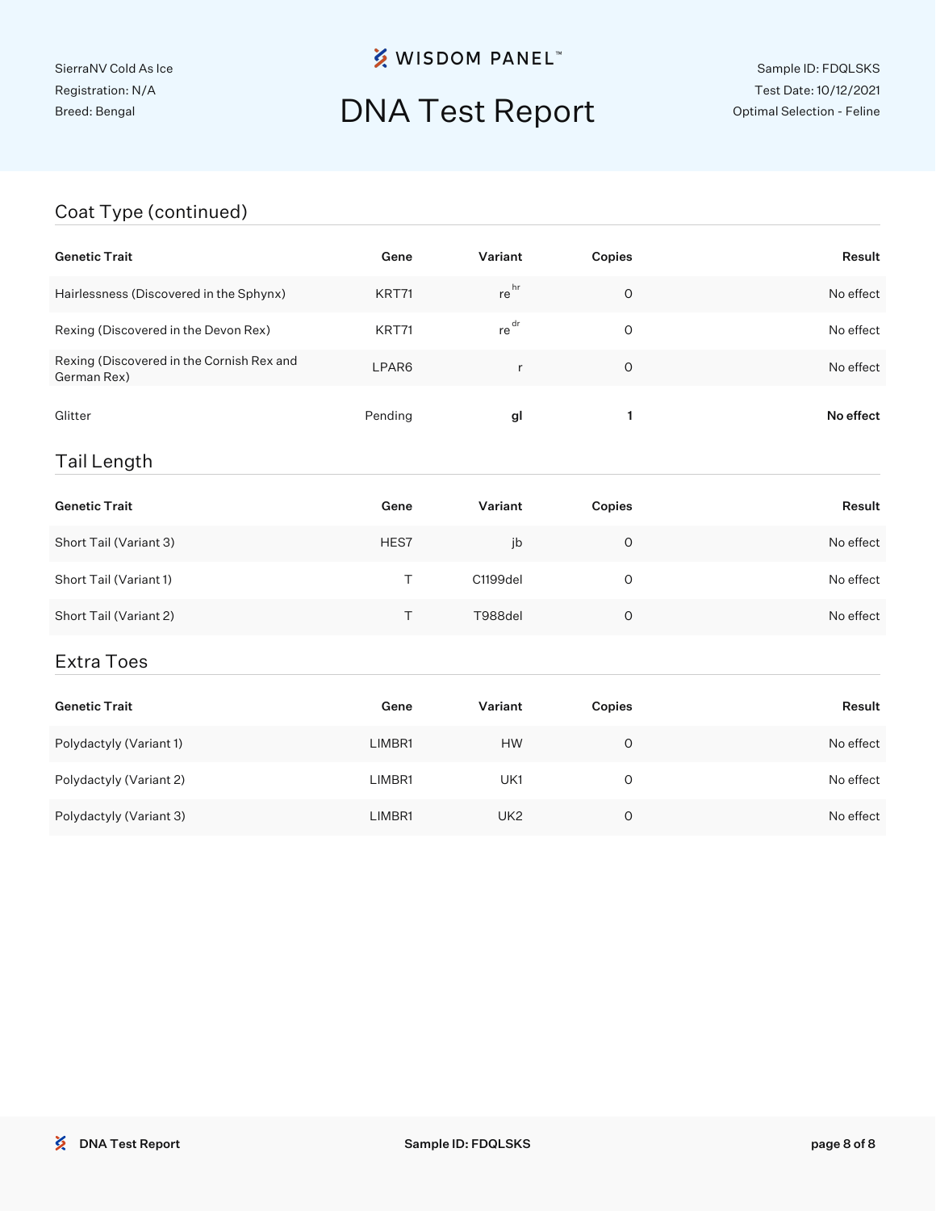SierraNV Cold As Ice
Registration: N/A
Breed: Bengal

# DNA Test Report

Sample ID: FDQLSKS
Test Date: 10/12/2021
Optimal Selection - Feline

## Coat Type (continued)

| Genetic Trait | Gene | Variant | Copies | Result |
|---|---|---|---|---|
| Hairlessness (Discovered in the Sphynx) | KRT71 | $re^{hr}$ | 0 | No effect |
| Rexing (Discovered in the Devon Rex) | KRT71 | $re^{dr}$ | 0 | No effect |
| Rexing (Discovered in the Cornish Rex and German Rex) | LPAR6 | r | 0 | No effect |
| Glitter | Pending | **gl** | **1** | **No effect** |

## Tail Length

| Genetic Trait | Gene | Variant | Copies | Result |
|---|---|---|---|---|
| Short Tail (Variant 3) | HES7 | jb | 0 | No effect |
| Short Tail (Variant 1) | T | C1199del | 0 | No effect |
| Short Tail (Variant 2) | T | T988del | 0 | No effect |

## Extra Toes

| Genetic Trait | Gene | Variant | Copies | Result |
|---|---|---|---|---|
| Polydactyly (Variant 1) | LIMBR1 | HW | 0 | No effect |
| Polydactyly (Variant 2) | LIMBR1 | UK1 | 0 | No effect |
| Polydactyly (Variant 3) | LIMBR1 | UK2 | 0 | No effect |